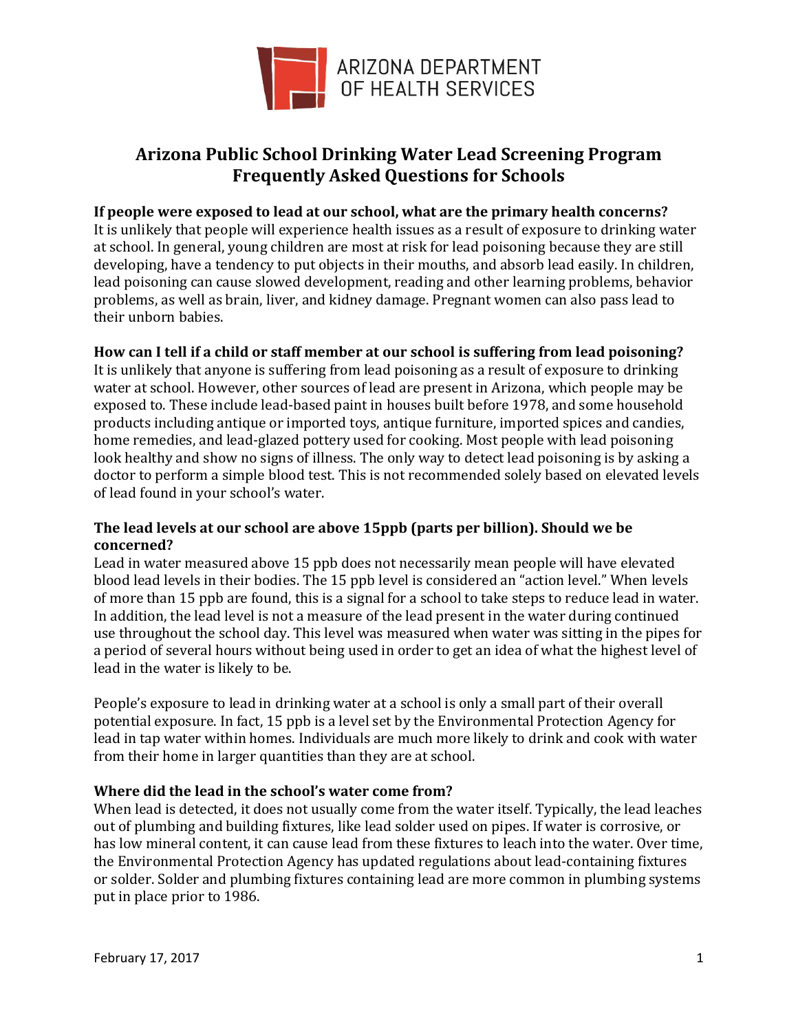ARIZONA DEPARTMENT OF HEALTH SERVICES

# Arizona Public School Drinking Water Lead Screening Program Frequently Asked Questions for Schools

**If people were exposed to lead at our school, what are the primary health concerns?**

It is unlikely that people will experience health issues as a result of exposure to drinking water at school. In general, young children are most at risk for lead poisoning because they are still developing, have a tendency to put objects in their mouths, and absorb lead easily. In children, lead poisoning can cause slowed development, reading and other learning problems, behavior problems, as well as brain, liver, and kidney damage. Pregnant women can also pass lead to their unborn babies.

**How can I tell if a child or staff member at our school is suffering from lead poisoning?**

It is unlikely that anyone is suffering from lead poisoning as a result of exposure to drinking water at school. However, other sources of lead are present in Arizona, which people may be exposed to. These include lead-based paint in houses built before 1978, and some household products including antique or imported toys, antique furniture, imported spices and candies, home remedies, and lead-glazed pottery used for cooking. Most people with lead poisoning look healthy and show no signs of illness. The only way to detect lead poisoning is by asking a doctor to perform a simple blood test. This is not recommended solely based on elevated levels of lead found in your school's water.

**The lead levels at our school are above 15ppb (parts per billion). Should we be concerned?**

Lead in water measured above 15 ppb does not necessarily mean people will have elevated blood lead levels in their bodies. The 15 ppb level is considered an "action level." When levels of more than 15 ppb are found, this is a signal for a school to take steps to reduce lead in water. In addition, the lead level is not a measure of the lead present in the water during continued use throughout the school day. This level was measured when water was sitting in the pipes for a period of several hours without being used in order to get an idea of what the highest level of lead in the water is likely to be.

People's exposure to lead in drinking water at a school is only a small part of their overall potential exposure. In fact, 15 ppb is a level set by the Environmental Protection Agency for lead in tap water within homes. Individuals are much more likely to drink and cook with water from their home in larger quantities than they are at school.

**Where did the lead in the school's water come from?**

When lead is detected, it does not usually come from the water itself. Typically, the lead leaches out of plumbing and building fixtures, like lead solder used on pipes. If water is corrosive, or has low mineral content, it can cause lead from these fixtures to leach into the water. Over time, the Environmental Protection Agency has updated regulations about lead-containing fixtures or solder. Solder and plumbing fixtures containing lead are more common in plumbing systems put in place prior to 1986.

February 17, 2017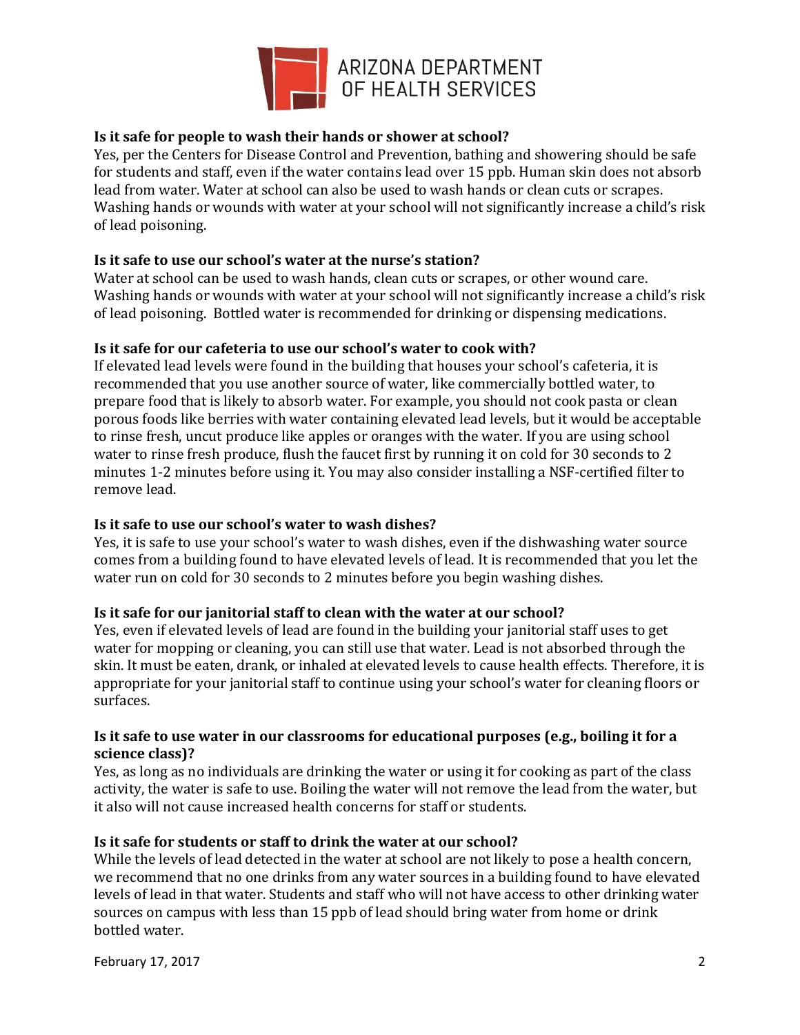**Is it safe for people to wash their hands or shower at school?**

Yes, per the Centers for Disease Control and Prevention, bathing and showering should be safe for students and staff, even if the water contains lead over 15 ppb. Human skin does not absorb lead from water. Water at school can also be used to wash hands or clean cuts or scrapes. Washing hands or wounds with water at your school will not significantly increase a child's risk of lead poisoning.

**Is it safe to use our school's water at the nurse's station?**

Water at school can be used to wash hands, clean cuts or scrapes, or other wound care. Washing hands or wounds with water at your school will not significantly increase a child's risk of lead poisoning. Bottled water is recommended for drinking or dispensing medications.

**Is it safe for our cafeteria to use our school's water to cook with?**

If elevated lead levels were found in the building that houses your school's cafeteria, it is recommended that you use another source of water, like commercially bottled water, to prepare food that is likely to absorb water. For example, you should not cook pasta or clean porous foods like berries with water containing elevated lead levels, but it would be acceptable to rinse fresh, uncut produce like apples or oranges with the water. If you are using school water to rinse fresh produce, flush the faucet first by running it on cold for 30 seconds to 2 minutes 1-2 minutes before using it. You may also consider installing a NSF-certified filter to remove lead.

**Is it safe to use our school's water to wash dishes?**

Yes, it is safe to use your school's water to wash dishes, even if the dishwashing water source comes from a building found to have elevated levels of lead. It is recommended that you let the water run on cold for 30 seconds to 2 minutes before you begin washing dishes.

**Is it safe for our janitorial staff to clean with the water at our school?**

Yes, even if elevated levels of lead are found in the building your janitorial staff uses to get water for mopping or cleaning, you can still use that water. Lead is not absorbed through the skin. It must be eaten, drank, or inhaled at elevated levels to cause health effects. Therefore, it is appropriate for your janitorial staff to continue using your school's water for cleaning floors or surfaces.

**Is it safe to use water in our classrooms for educational purposes (e.g., boiling it for a science class)?**

Yes, as long as no individuals are drinking the water or using it for cooking as part of the class activity, the water is safe to use. Boiling the water will not remove the lead from the water, but it also will not cause increased health concerns for staff or students.

**Is it safe for students or staff to drink the water at our school?**

While the levels of lead detected in the water at school are not likely to pose a health concern, we recommend that no one drinks from any water sources in a building found to have elevated levels of lead in that water. Students and staff who will not have access to other drinking water sources on campus with less than 15 ppb of lead should bring water from home or drink bottled water.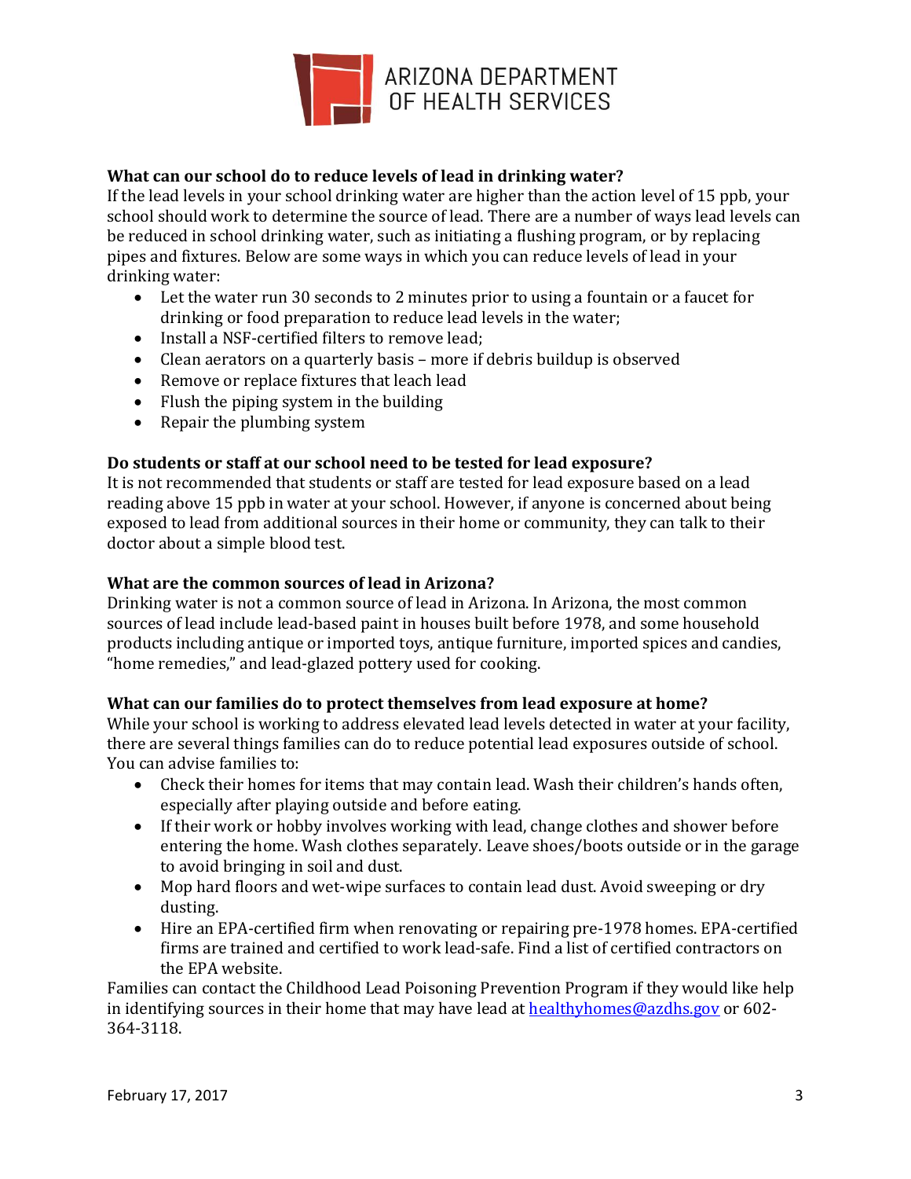**What can our school do to reduce levels of lead in drinking water?**

If the lead levels in your school drinking water are higher than the action level of 15 ppb, your school should work to determine the source of lead. There are a number of ways lead levels can be reduced in school drinking water, such as initiating a flushing program, or by replacing pipes and fixtures. Below are some ways in which you can reduce levels of lead in your drinking water:

- Let the water run 30 seconds to 2 minutes prior to using a fountain or a faucet for drinking or food preparation to reduce lead levels in the water;
- Install a NSF-certified filters to remove lead;
- Clean aerators on a quarterly basis – more if debris buildup is observed
- Remove or replace fixtures that leach lead
- Flush the piping system in the building
- Repair the plumbing system

**Do students or staff at our school need to be tested for lead exposure?**

It is not recommended that students or staff are tested for lead exposure based on a lead reading above 15 ppb in water at your school. However, if anyone is concerned about being exposed to lead from additional sources in their home or community, they can talk to their doctor about a simple blood test.

**What are the common sources of lead in Arizona?**

Drinking water is not a common source of lead in Arizona. In Arizona, the most common sources of lead include lead-based paint in houses built before 1978, and some household products including antique or imported toys, antique furniture, imported spices and candies, "home remedies," and lead-glazed pottery used for cooking.

**What can our families do to protect themselves from lead exposure at home?**

While your school is working to address elevated lead levels detected in water at your facility, there are several things families can do to reduce potential lead exposures outside of school. You can advise families to:

- Check their homes for items that may contain lead. Wash their children's hands often, especially after playing outside and before eating.
- If their work or hobby involves working with lead, change clothes and shower before entering the home. Wash clothes separately. Leave shoes/boots outside or in the garage to avoid bringing in soil and dust.
- Mop hard floors and wet-wipe surfaces to contain lead dust. Avoid sweeping or dry dusting.
- Hire an EPA-certified firm when renovating or repairing pre-1978 homes. EPA-certified firms are trained and certified to work lead-safe. Find a list of certified contractors on the EPA website.

Families can contact the Childhood Lead Poisoning Prevention Program if they would like help in identifying sources in their home that may have lead at healthyhomes@azdhs.gov or 602-364-3118.

February 17, 2017